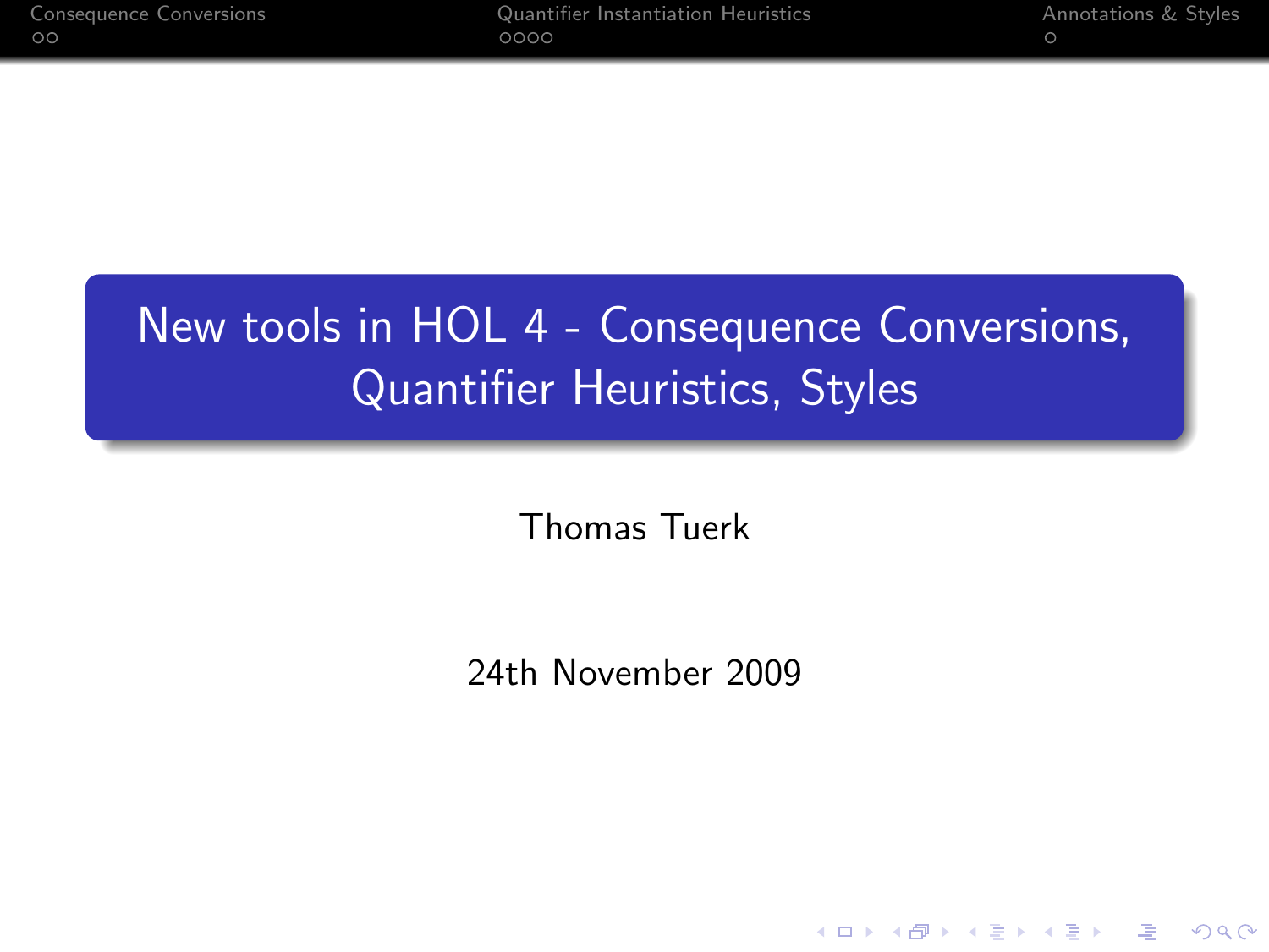# New tools in HOL 4 - Consequence Conversions, Quantifier Heuristics, Styles

Thomas Tuerk

24th November 2009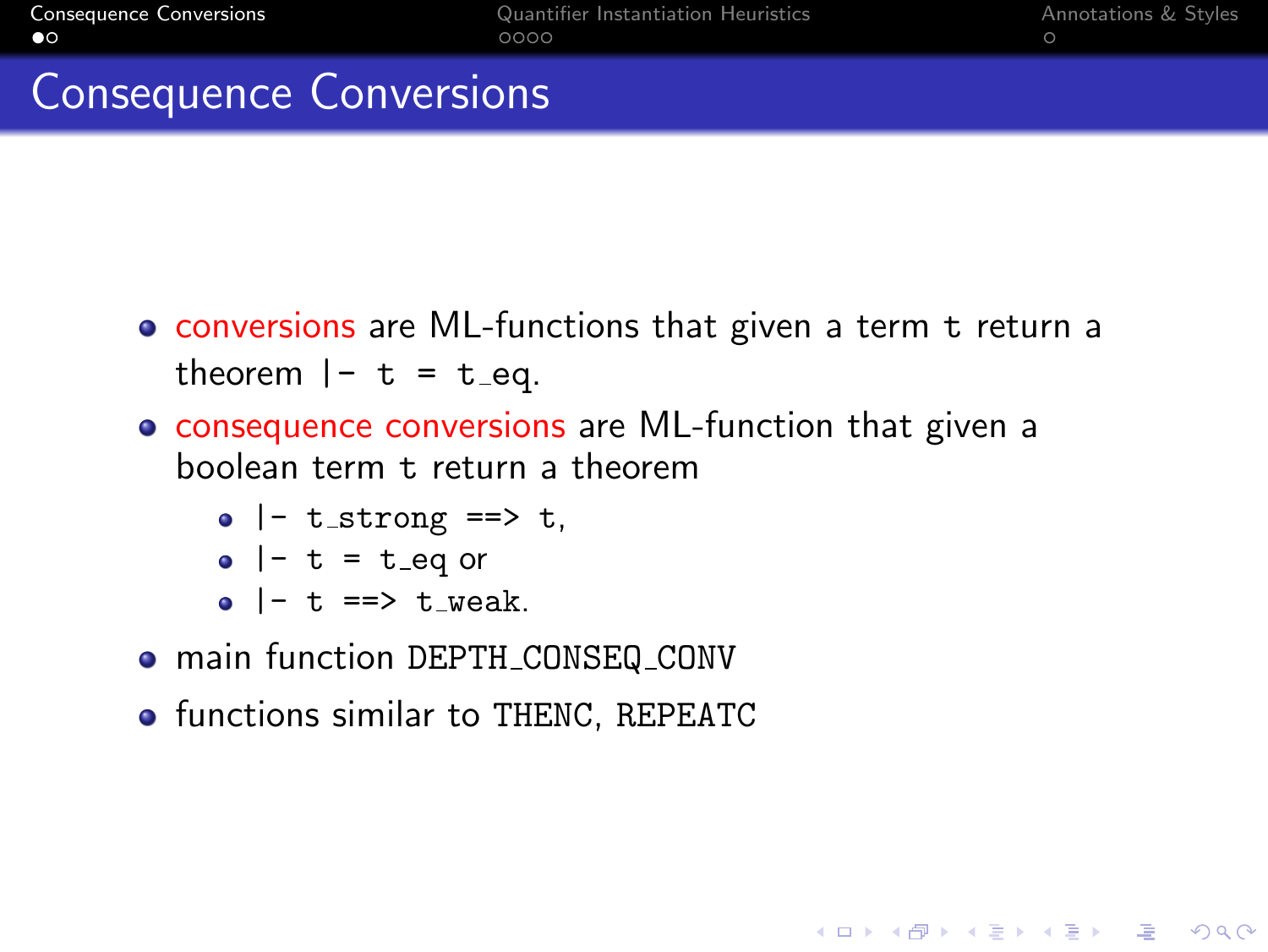# Consequence Conversions

- conversions are ML-functions that given a term `t` return a theorem `|- t = t_eq`.
- consequence conversions are ML-function that given a boolean term `t` return a theorem
  - `|- t_strong ==> t`,
  - `|- t = t_eq` or
  - `|- t ==> t_weak`.
- main function `DEPTH_CONSEQ_CONV`
- functions similar to `THENC`, `REPEATC`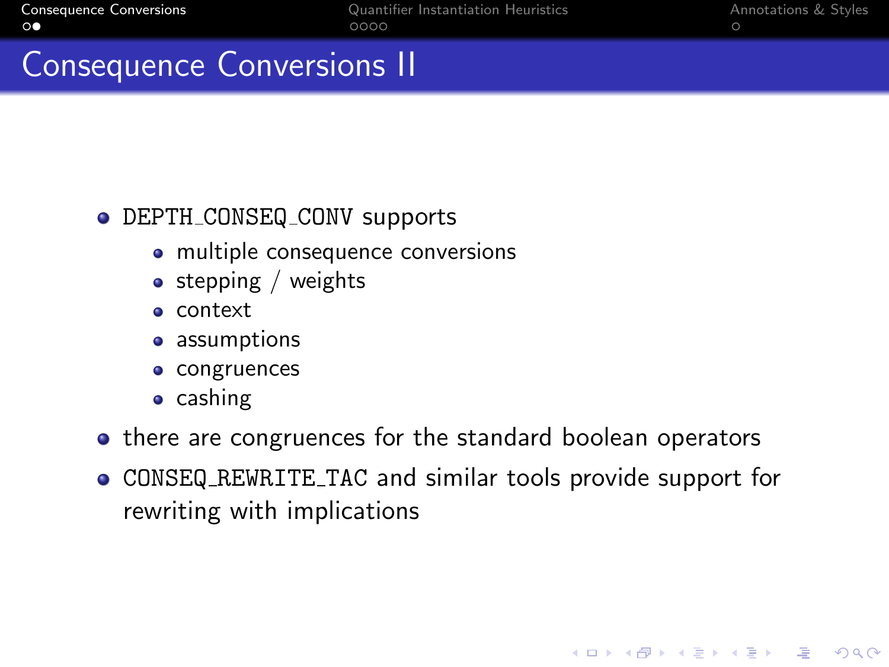# Consequence Conversions II

- DEPTH_CONSEQ_CONV supports
  - multiple consequence conversions
  - stepping / weights
  - context
  - assumptions
  - congruences
  - cashing
- there are congruences for the standard boolean operators
- CONSEQ_REWRITE_TAC and similar tools provide support for rewriting with implications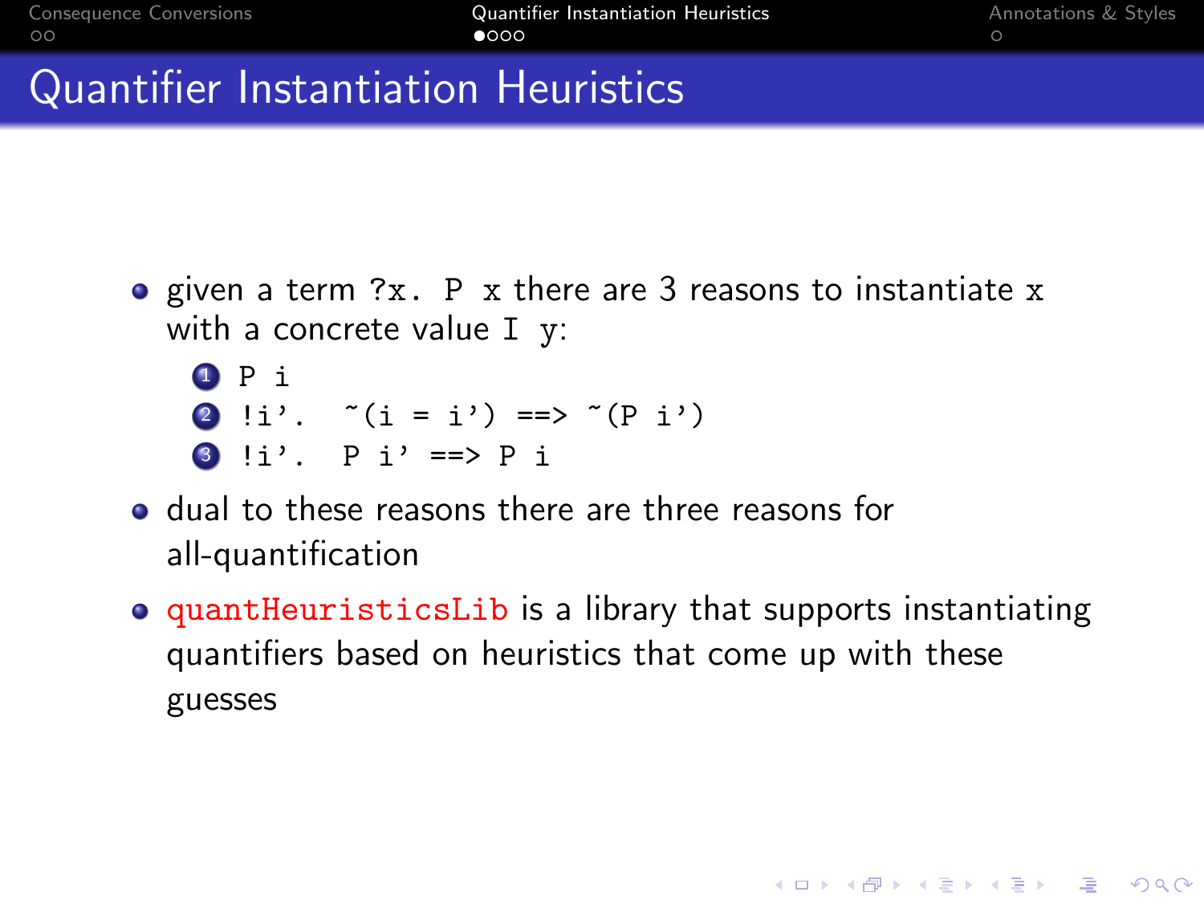# Quantifier Instantiation Heuristics

- given a term `?x. P x` there are 3 reasons to instantiate `x` with a concrete value `I y`:
  1. `P i`
  2. `!i'. ~(i = i') ==> ~(P i')`
  3. `!i'. P i' ==> P i`
- dual to these reasons there are three reasons for all-quantification
- `quantHeuristicsLib` is a library that supports instantiating quantifiers based on heuristics that come up with these guesses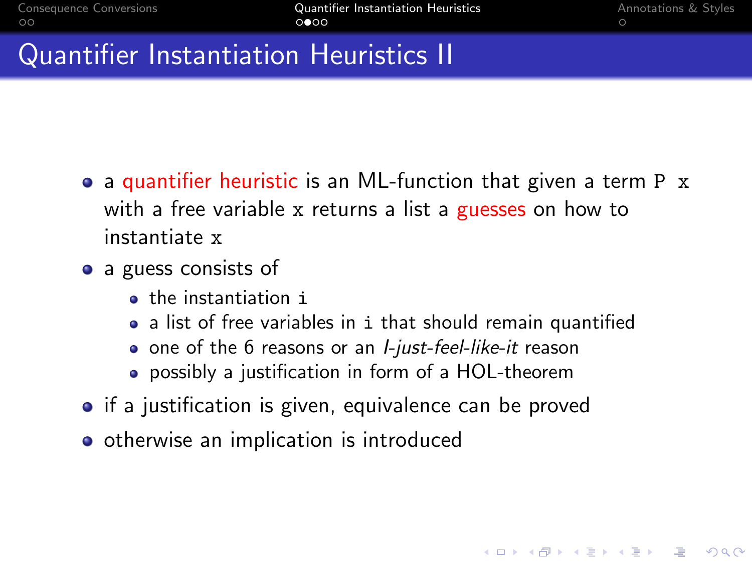# Quantifier Instantiation Heuristics II

- a quantifier heuristic is an ML-function that given a term `P x` with a free variable `x` returns a list a guesses on how to instantiate `x`
- a guess consists of
  - the instantiation `i`
  - a list of free variables in `i` that should remain quantified
  - one of the 6 reasons or an *I-just-feel-like-it* reason
  - possibly a justification in form of a HOL-theorem
- if a justification is given, equivalence can be proved
- otherwise an implication is introduced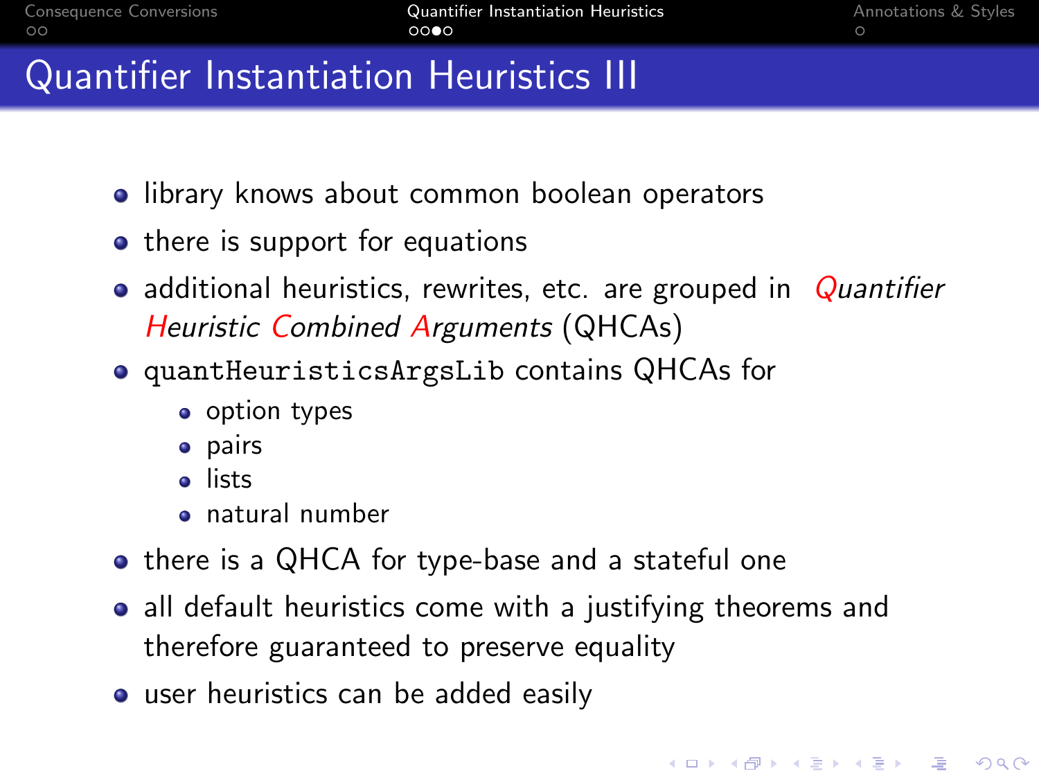# Quantifier Instantiation Heuristics III

- library knows about common boolean operators
- there is support for equations
- additional heuristics, rewrites, etc. are grouped in *Quantifier Heuristic Combined Arguments* (QHCAs)
- `quantHeuristicsArgsLib` contains QHCAs for
  - option types
  - pairs
  - lists
  - natural number
- there is a QHCA for type-base and a stateful one
- all default heuristics come with a justifying theorems and therefore guaranteed to preserve equality
- user heuristics can be added easily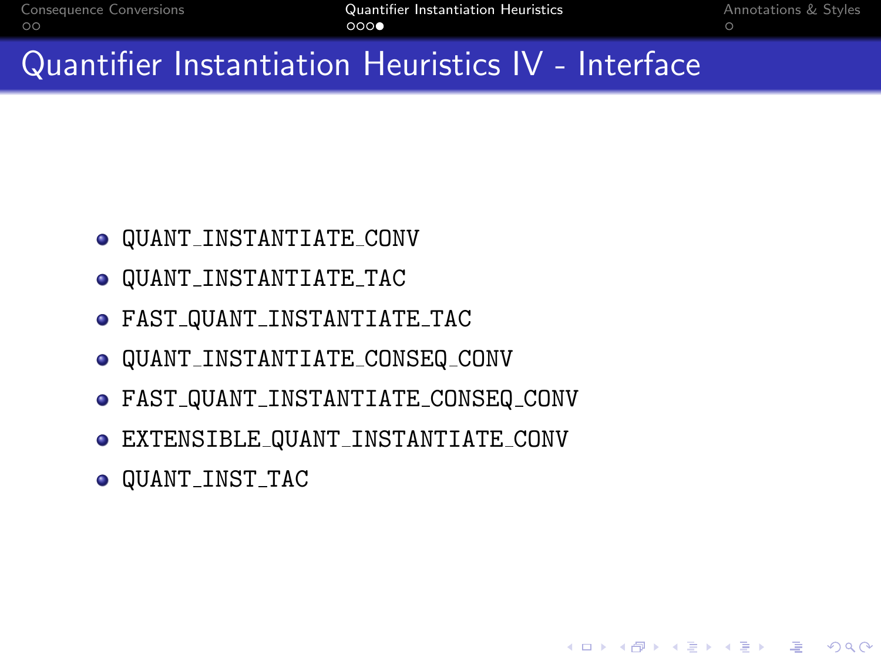# Quantifier Instantiation Heuristics IV - Interface

- QUANT_INSTANTIATE_CONV
- QUANT_INSTANTIATE_TAC
- FAST_QUANT_INSTANTIATE_TAC
- QUANT_INSTANTIATE_CONSEQ_CONV
- FAST_QUANT_INSTANTIATE_CONSEQ_CONV
- EXTENSIBLE_QUANT_INSTANTIATE_CONV
- QUANT_INST_TAC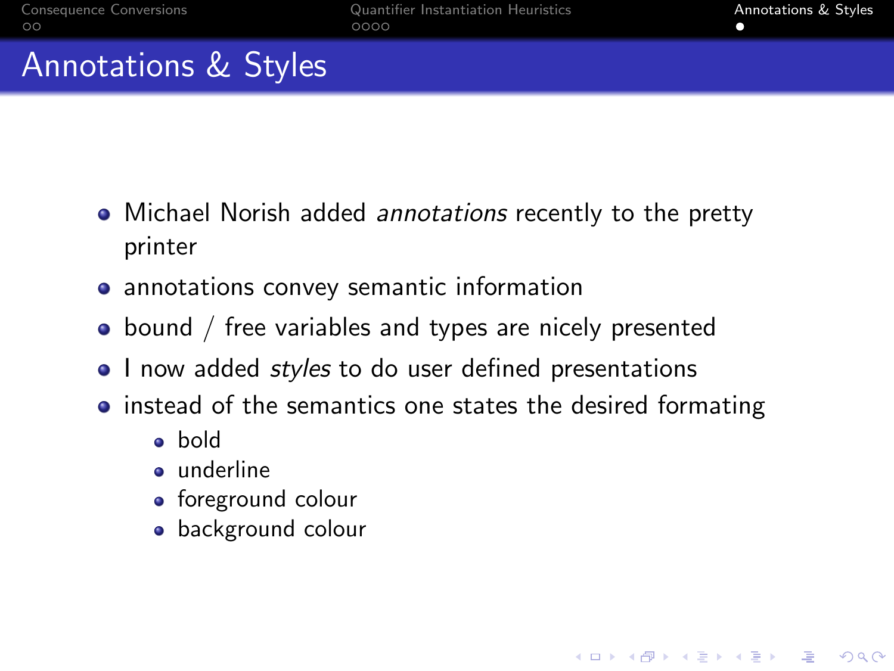# Annotations & Styles

- Michael Norish added *annotations* recently to the pretty printer
- annotations convey semantic information
- bound / free variables and types are nicely presented
- I now added *styles* to do user defined presentations
- instead of the semantics one states the desired formating
  - bold
  - underline
  - foreground colour
  - background colour